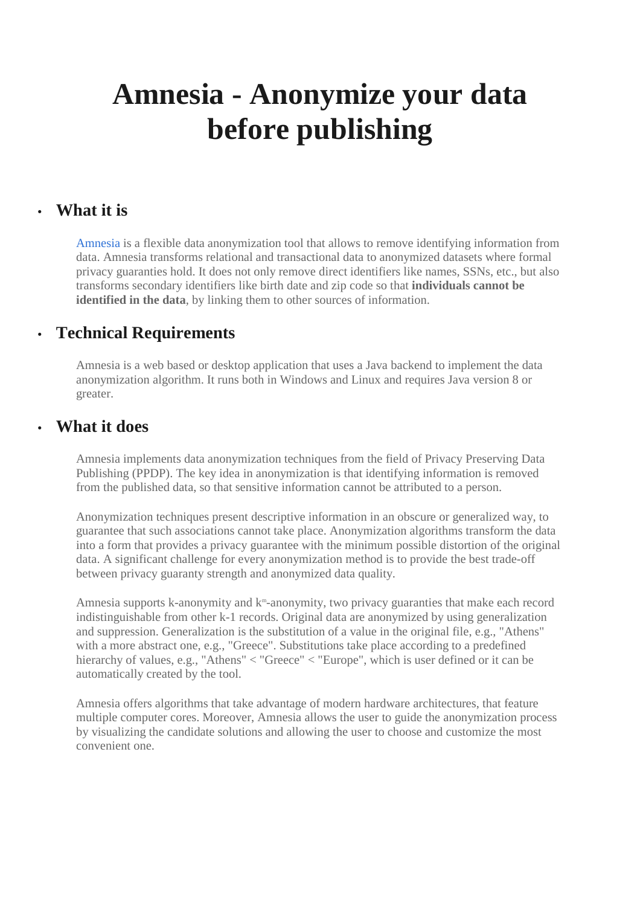# Amnesia - Anonymize your data before publishing

- ## What it is

  Amnesia is a flexible data anonymization tool that allows to remove identifying information from data. Amnesia transforms relational and transactional data to anonymized datasets where formal privacy guarantees hold. It does not only remove direct identifiers like names, SSNs, etc., but also transforms secondary identifiers like birth date and zip code so that **individuals cannot be identified in the data**, by linking them to other sources of information.

- ## Technical Requirements

  Amnesia is a web based or desktop application that uses a Java backend to implement the data anonymization algorithm. It runs both in Windows and Linux and requires Java version 8 or greater.

- ## What it does

  Amnesia implements data anonymization techniques from the field of Privacy Preserving Data Publishing (PPDP). The key idea in anonymization is that identifying information is removed from the published data, so that sensitive information cannot be attributed to a person.

  Anonymization techniques present descriptive information in an obscure or generalized way, to guarantee that such associations cannot take place. Anonymization algorithms transform the data into a form that provides a privacy guarantee with the minimum possible distortion of the original data. A significant challenge for every anonymization method is to provide the best trade-off between privacy guaranty strength and anonymized data quality.

  Amnesia supports k-anonymity and $k^m$-anonymity, two privacy guarantees that make each record indistinguishable from other k-1 records. Original data are anonymized by using generalization and suppression. Generalization is the substitution of a value in the original file, e.g., "Athens" with a more abstract one, e.g., "Greece". Substitutions take place according to a predefined hierarchy of values, e.g., "Athens" < "Greece" < "Europe", which is user defined or it can be automatically created by the tool.

  Amnesia offers algorithms that take advantage of modern hardware architectures, that feature multiple computer cores. Moreover, Amnesia allows the user to guide the anonymization process by visualizing the candidate solutions and allowing the user to choose and customize the most convenient one.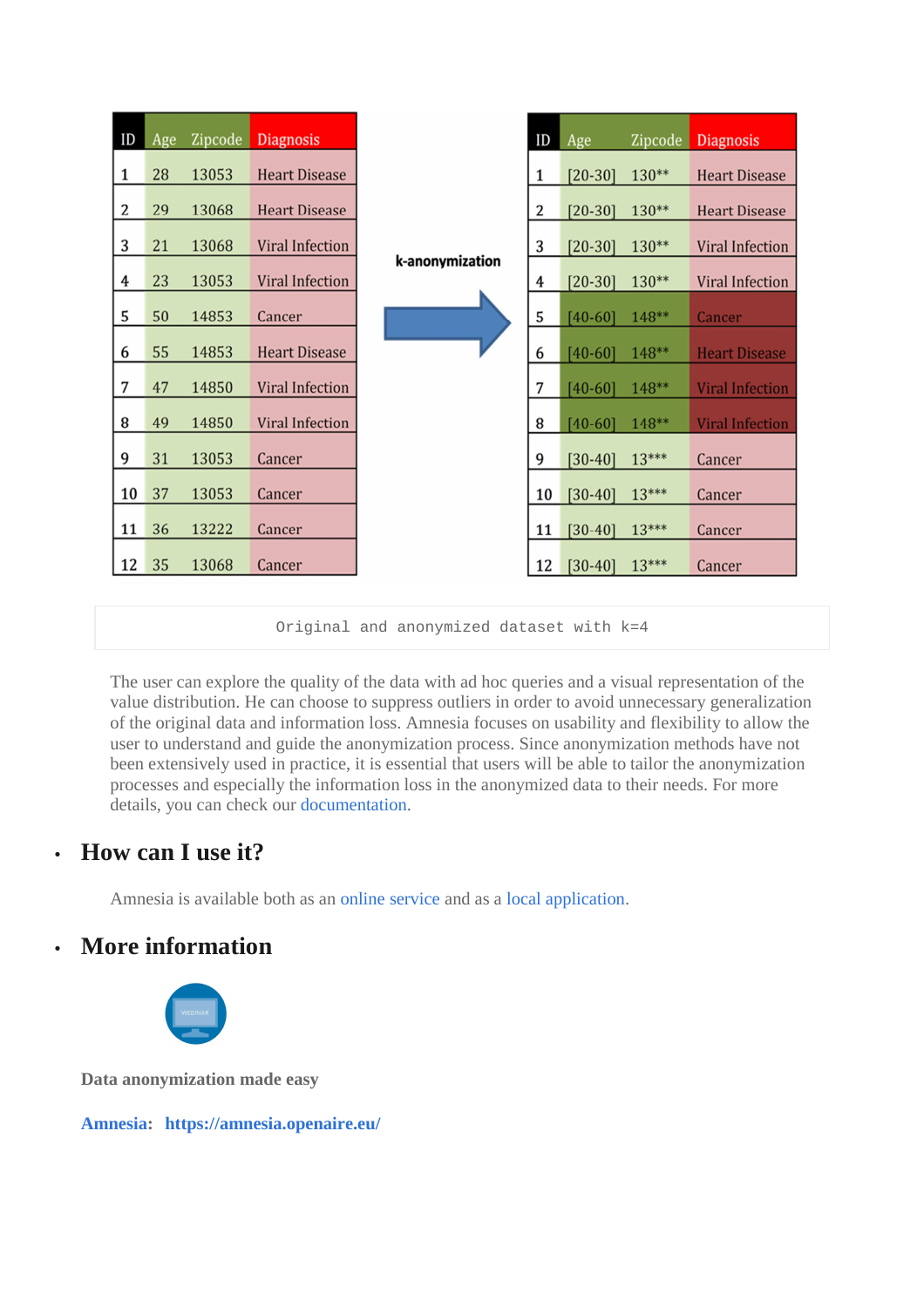| ID | Age | Zipcode | Diagnosis |
|---|---|---|---|
| 1 | 28 | 13053 | Heart Disease |
| 2 | 29 | 13068 | Heart Disease |
| 3 | 21 | 13068 | Viral Infection |
| 4 | 23 | 13053 | Viral Infection |
| 5 | 50 | 14853 | Cancer |
| 6 | 55 | 14853 | Heart Disease |
| 7 | 47 | 14850 | Viral Infection |
| 8 | 49 | 14850 | Viral Infection |
| 9 | 31 | 13053 | Cancer |
| 10 | 37 | 13053 | Cancer |
| 11 | 36 | 13222 | Cancer |
| 12 | 35 | 13068 | Cancer |

k-anonymization

| ID | Age | Zipcode | Diagnosis |
|---|---|---|---|
| 1 | [20-30] | 130** | Heart Disease |
| 2 | [20-30] | 130** | Heart Disease |
| 3 | [20-30] | 130** | Viral Infection |
| 4 | [20-30] | 130** | Viral Infection |
| 5 | [40-60] | 148** | Cancer |
| 6 | [40-60] | 148** | Heart Disease |
| 7 | [40-60] | 148** | Viral Infection |
| 8 | [40-60] | 148** | Viral Infection |
| 9 | [30-40] | 13*** | Cancer |
| 10 | [30-40] | 13*** | Cancer |
| 11 | [30-40] | 13*** | Cancer |
| 12 | [30-40] | 13*** | Cancer |

Original and anonymized dataset with k=4

The user can explore the quality of the data with ad hoc queries and a visual representation of the value distribution. He can choose to suppress outliers in order to avoid unnecessary generalization of the original data and information loss. Amnesia focuses on usability and flexibility to allow the user to understand and guide the anonymization process. Since anonymization methods have not been extensively used in practice, it is essential that users will be able to tailor the anonymization processes and especially the information loss in the anonymized data to their needs. For more details, you can check our documentation.

- ## How can I use it?

Amnesia is available both as an online service and as a local application.

- ## More information

**Data anonymization made easy**

**Amnesia: https://amnesia.openaire.eu/**